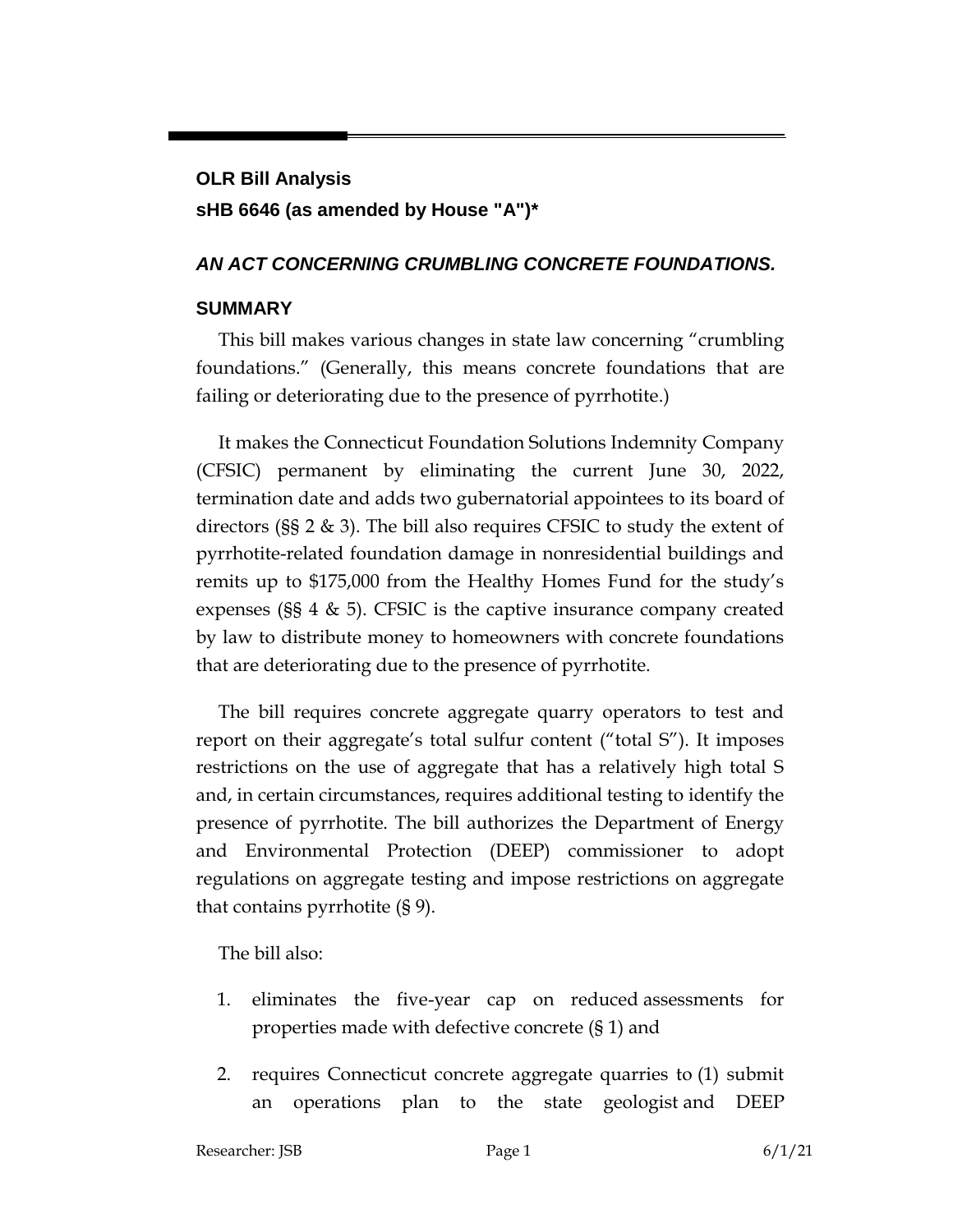**OLR Bill Analysis**

**sHB 6646 (as amended by House "A")***

## *AN ACT CONCERNING CRUMBLING CONCRETE FOUNDATIONS.*

### SUMMARY

This bill makes various changes in state law concerning "crumbling foundations." (Generally, this means concrete foundations that are failing or deteriorating due to the presence of pyrrhotite.)

It makes the Connecticut Foundation Solutions Indemnity Company (CFSIC) permanent by eliminating the current June 30, 2022, termination date and adds two gubernatorial appointees to its board of directors (§§ 2 & 3). The bill also requires CFSIC to study the extent of pyrrhotite-related foundation damage in nonresidential buildings and remits up to $175,000 from the Healthy Homes Fund for the study's expenses (§§ 4 & 5). CFSIC is the captive insurance company created by law to distribute money to homeowners with concrete foundations that are deteriorating due to the presence of pyrrhotite.

The bill requires concrete aggregate quarry operators to test and report on their aggregate's total sulfur content ("total S"). It imposes restrictions on the use of aggregate that has a relatively high total S and, in certain circumstances, requires additional testing to identify the presence of pyrrhotite. The bill authorizes the Department of Energy and Environmental Protection (DEEP) commissioner to adopt regulations on aggregate testing and impose restrictions on aggregate that contains pyrrhotite (§ 9).

The bill also:

1. eliminates the five-year cap on reduced assessments for properties made with defective concrete (§ 1) and
2. requires Connecticut concrete aggregate quarries to (1) submit an operations plan to the state geologist and DEEP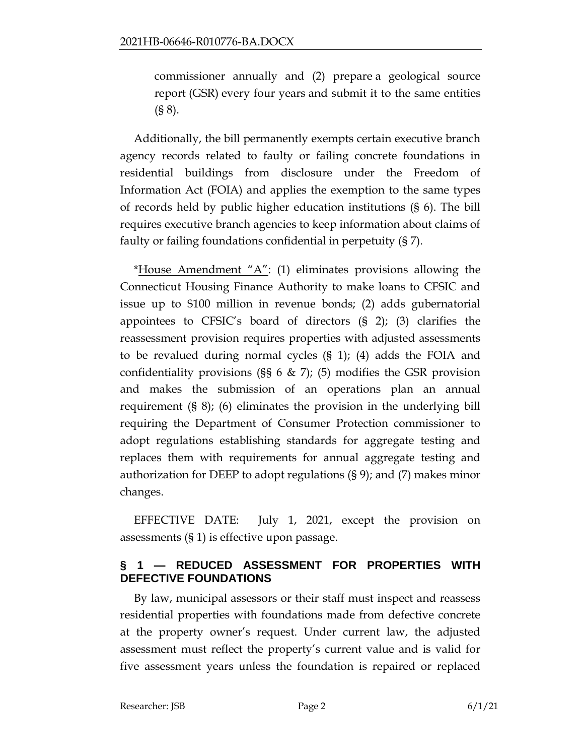commissioner annually and (2) prepare a geological source report (GSR) every four years and submit it to the same entities (§ 8).

Additionally, the bill permanently exempts certain executive branch agency records related to faulty or failing concrete foundations in residential buildings from disclosure under the Freedom of Information Act (FOIA) and applies the exemption to the same types of records held by public higher education institutions (§ 6). The bill requires executive branch agencies to keep information about claims of faulty or failing foundations confidential in perpetuity (§ 7).

*House Amendment "A": (1) eliminates provisions allowing the Connecticut Housing Finance Authority to make loans to CFSIC and issue up to $100 million in revenue bonds; (2) adds gubernatorial appointees to CFSIC's board of directors (§ 2); (3) clarifies the reassessment provision requires properties with adjusted assessments to be revalued during normal cycles (§ 1); (4) adds the FOIA and confidentiality provisions (§§ 6 & 7); (5) modifies the GSR provision and makes the submission of an operations plan an annual requirement (§ 8); (6) eliminates the provision in the underlying bill requiring the Department of Consumer Protection commissioner to adopt regulations establishing standards for aggregate testing and replaces them with requirements for annual aggregate testing and authorization for DEEP to adopt regulations (§ 9); and (7) makes minor changes.

EFFECTIVE DATE: July 1, 2021, except the provision on assessments (§ 1) is effective upon passage.

## § 1 — REDUCED ASSESSMENT FOR PROPERTIES WITH DEFECTIVE FOUNDATIONS

By law, municipal assessors or their staff must inspect and reassess residential properties with foundations made from defective concrete at the property owner's request. Under current law, the adjusted assessment must reflect the property's current value and is valid for five assessment years unless the foundation is repaired or replaced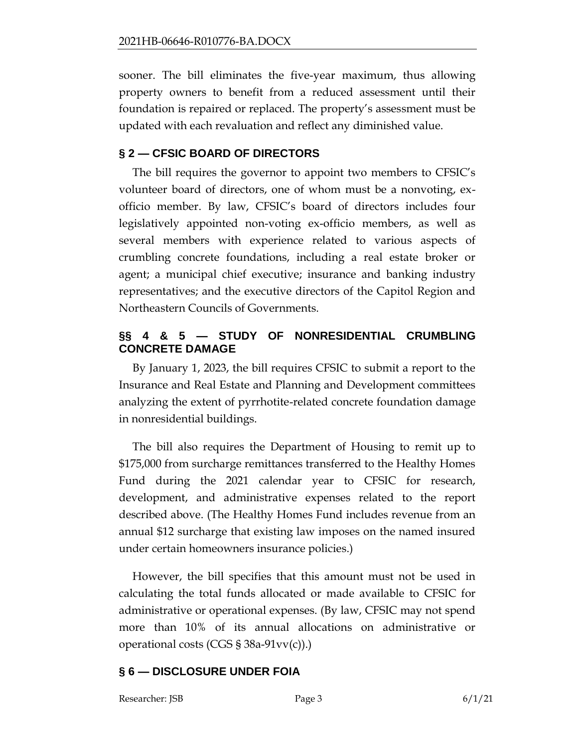sooner. The bill eliminates the five-year maximum, thus allowing property owners to benefit from a reduced assessment until their foundation is repaired or replaced. The property's assessment must be updated with each revaluation and reflect any diminished value.

## § 2 — CFSIC BOARD OF DIRECTORS

The bill requires the governor to appoint two members to CFSIC's volunteer board of directors, one of whom must be a nonvoting, ex-officio member. By law, CFSIC's board of directors includes four legislatively appointed non-voting ex-officio members, as well as several members with experience related to various aspects of crumbling concrete foundations, including a real estate broker or agent; a municipal chief executive; insurance and banking industry representatives; and the executive directors of the Capitol Region and Northeastern Councils of Governments.

## §§ 4 & 5 — STUDY OF NONRESIDENTIAL CRUMBLING CONCRETE DAMAGE

By January 1, 2023, the bill requires CFSIC to submit a report to the Insurance and Real Estate and Planning and Development committees analyzing the extent of pyrrhotite-related concrete foundation damage in nonresidential buildings.

The bill also requires the Department of Housing to remit up to $175,000 from surcharge remittances transferred to the Healthy Homes Fund during the 2021 calendar year to CFSIC for research, development, and administrative expenses related to the report described above. (The Healthy Homes Fund includes revenue from an annual $12 surcharge that existing law imposes on the named insured under certain homeowners insurance policies.)

However, the bill specifies that this amount must not be used in calculating the total funds allocated or made available to CFSIC for administrative or operational expenses. (By law, CFSIC may not spend more than 10% of its annual allocations on administrative or operational costs (CGS § 38a-91vv(c)).)

## § 6 — DISCLOSURE UNDER FOIA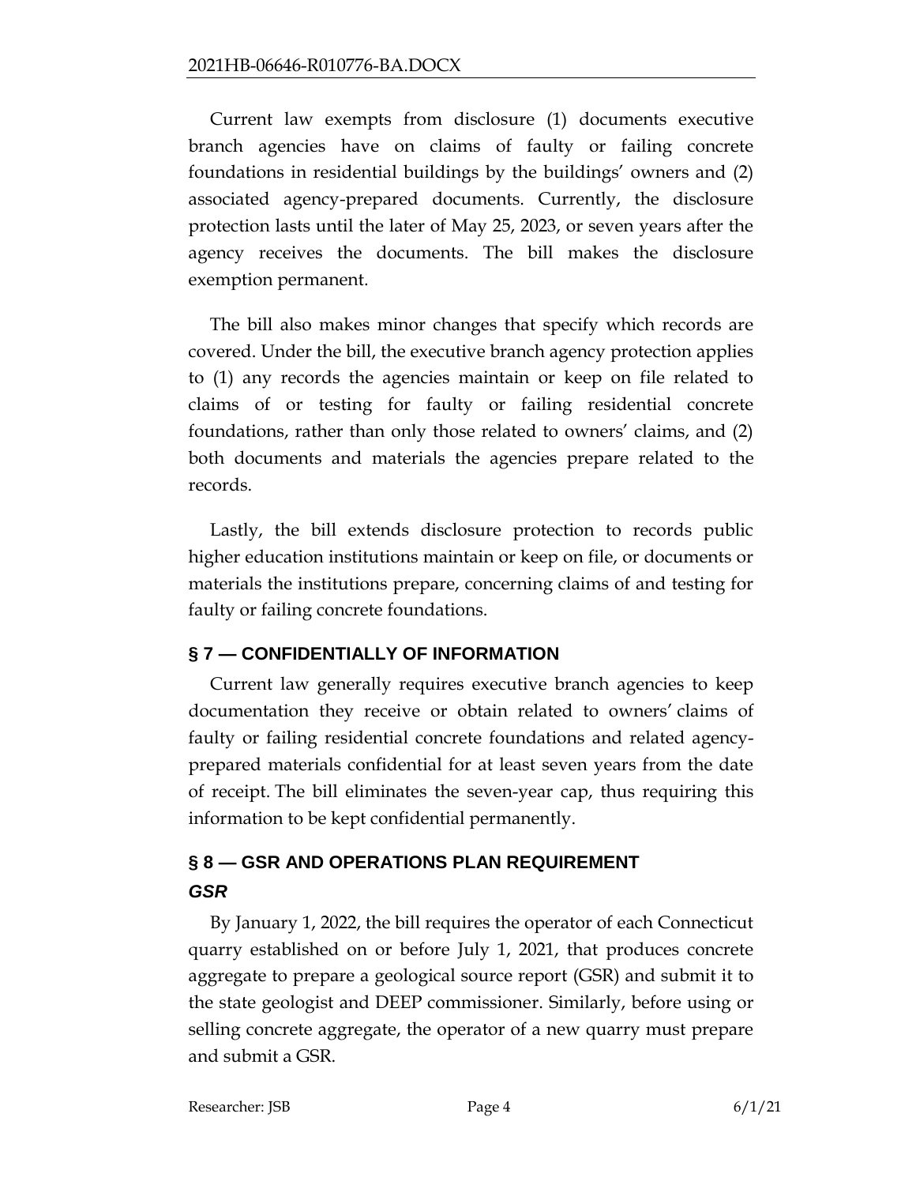Current law exempts from disclosure (1) documents executive branch agencies have on claims of faulty or failing concrete foundations in residential buildings by the buildings' owners and (2) associated agency-prepared documents. Currently, the disclosure protection lasts until the later of May 25, 2023, or seven years after the agency receives the documents. The bill makes the disclosure exemption permanent.

The bill also makes minor changes that specify which records are covered. Under the bill, the executive branch agency protection applies to (1) any records the agencies maintain or keep on file related to claims of or testing for faulty or failing residential concrete foundations, rather than only those related to owners' claims, and (2) both documents and materials the agencies prepare related to the records.

Lastly, the bill extends disclosure protection to records public higher education institutions maintain or keep on file, or documents or materials the institutions prepare, concerning claims of and testing for faulty or failing concrete foundations.

## § 7 — CONFIDENTIALLY OF INFORMATION

Current law generally requires executive branch agencies to keep documentation they receive or obtain related to owners' claims of faulty or failing residential concrete foundations and related agency-prepared materials confidential for at least seven years from the date of receipt. The bill eliminates the seven-year cap, thus requiring this information to be kept confidential permanently.

## § 8 — GSR AND OPERATIONS PLAN REQUIREMENT

### *GSR*

By January 1, 2022, the bill requires the operator of each Connecticut quarry established on or before July 1, 2021, that produces concrete aggregate to prepare a geological source report (GSR) and submit it to the state geologist and DEEP commissioner. Similarly, before using or selling concrete aggregate, the operator of a new quarry must prepare and submit a GSR.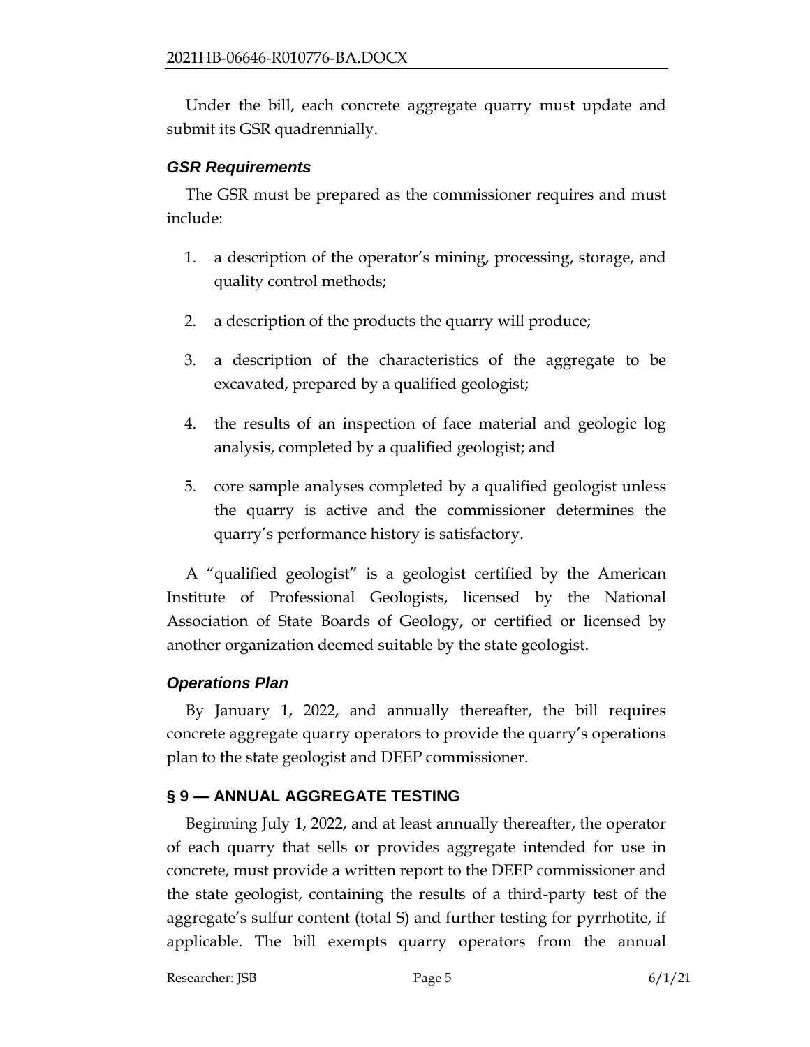Under the bill, each concrete aggregate quarry must update and submit its GSR quadrennially.

### *GSR Requirements*

The GSR must be prepared as the commissioner requires and must include:

1. a description of the operator's mining, processing, storage, and quality control methods;
2. a description of the products the quarry will produce;
3. a description of the characteristics of the aggregate to be excavated, prepared by a qualified geologist;
4. the results of an inspection of face material and geologic log analysis, completed by a qualified geologist; and
5. core sample analyses completed by a qualified geologist unless the quarry is active and the commissioner determines the quarry's performance history is satisfactory.

A "qualified geologist" is a geologist certified by the American Institute of Professional Geologists, licensed by the National Association of State Boards of Geology, or certified or licensed by another organization deemed suitable by the state geologist.

### *Operations Plan*

By January 1, 2022, and annually thereafter, the bill requires concrete aggregate quarry operators to provide the quarry's operations plan to the state geologist and DEEP commissioner.

## § 9 — ANNUAL AGGREGATE TESTING

Beginning July 1, 2022, and at least annually thereafter, the operator of each quarry that sells or provides aggregate intended for use in concrete, must provide a written report to the DEEP commissioner and the state geologist, containing the results of a third-party test of the aggregate's sulfur content (total S) and further testing for pyrrhotite, if applicable. The bill exempts quarry operators from the annual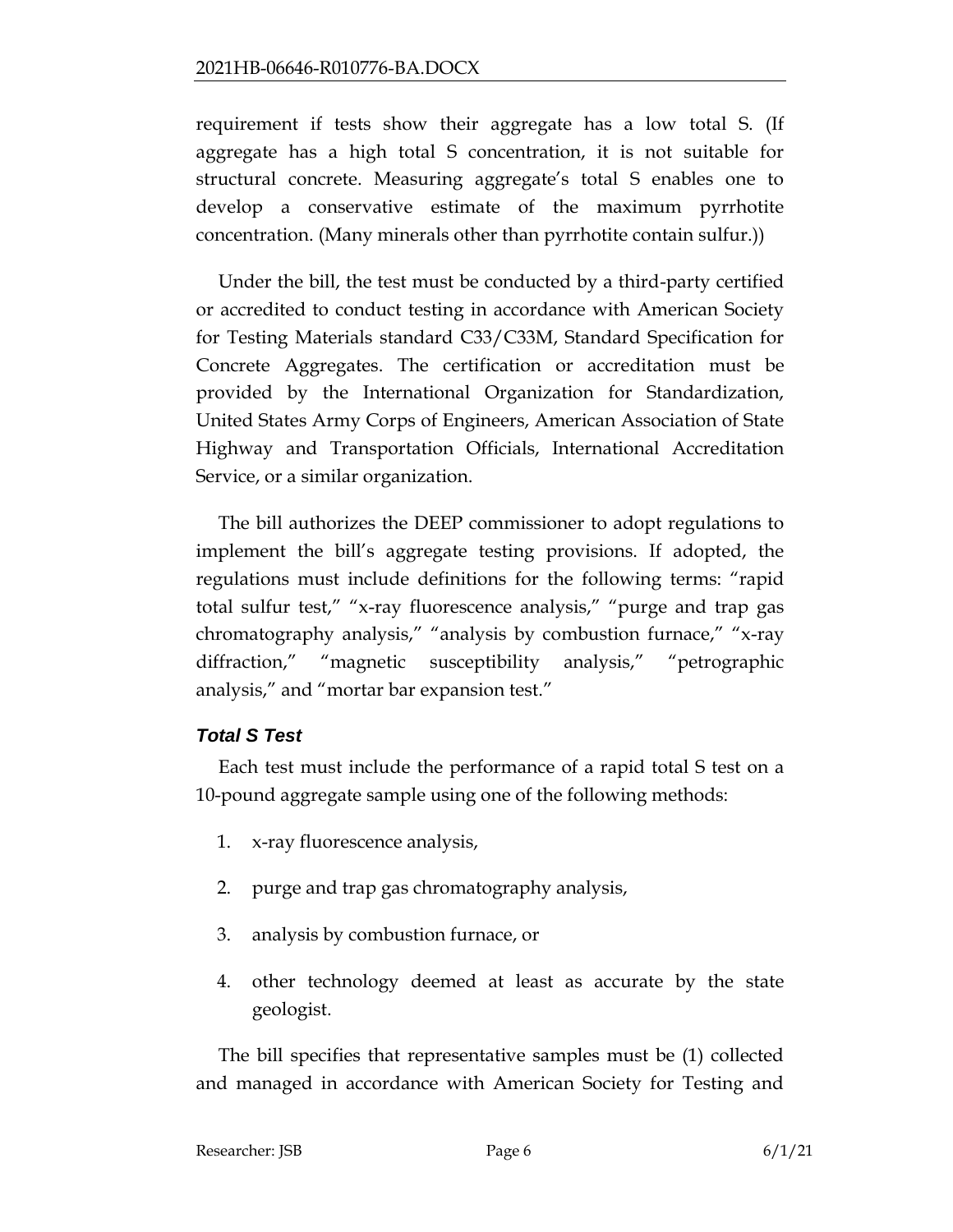requirement if tests show their aggregate has a low total S. (If aggregate has a high total S concentration, it is not suitable for structural concrete. Measuring aggregate's total S enables one to develop a conservative estimate of the maximum pyrrhotite concentration. (Many minerals other than pyrrhotite contain sulfur.))

Under the bill, the test must be conducted by a third-party certified or accredited to conduct testing in accordance with American Society for Testing Materials standard C33/C33M, Standard Specification for Concrete Aggregates. The certification or accreditation must be provided by the International Organization for Standardization, United States Army Corps of Engineers, American Association of State Highway and Transportation Officials, International Accreditation Service, or a similar organization.

The bill authorizes the DEEP commissioner to adopt regulations to implement the bill's aggregate testing provisions. If adopted, the regulations must include definitions for the following terms: "rapid total sulfur test," "x-ray fluorescence analysis," "purge and trap gas chromatography analysis," "analysis by combustion furnace," "x-ray diffraction," "magnetic susceptibility analysis," "petrographic analysis," and "mortar bar expansion test."

### *Total S Test*

Each test must include the performance of a rapid total S test on a 10-pound aggregate sample using one of the following methods:

1. x-ray fluorescence analysis,
2. purge and trap gas chromatography analysis,
3. analysis by combustion furnace, or
4. other technology deemed at least as accurate by the state geologist.

The bill specifies that representative samples must be (1) collected and managed in accordance with American Society for Testing and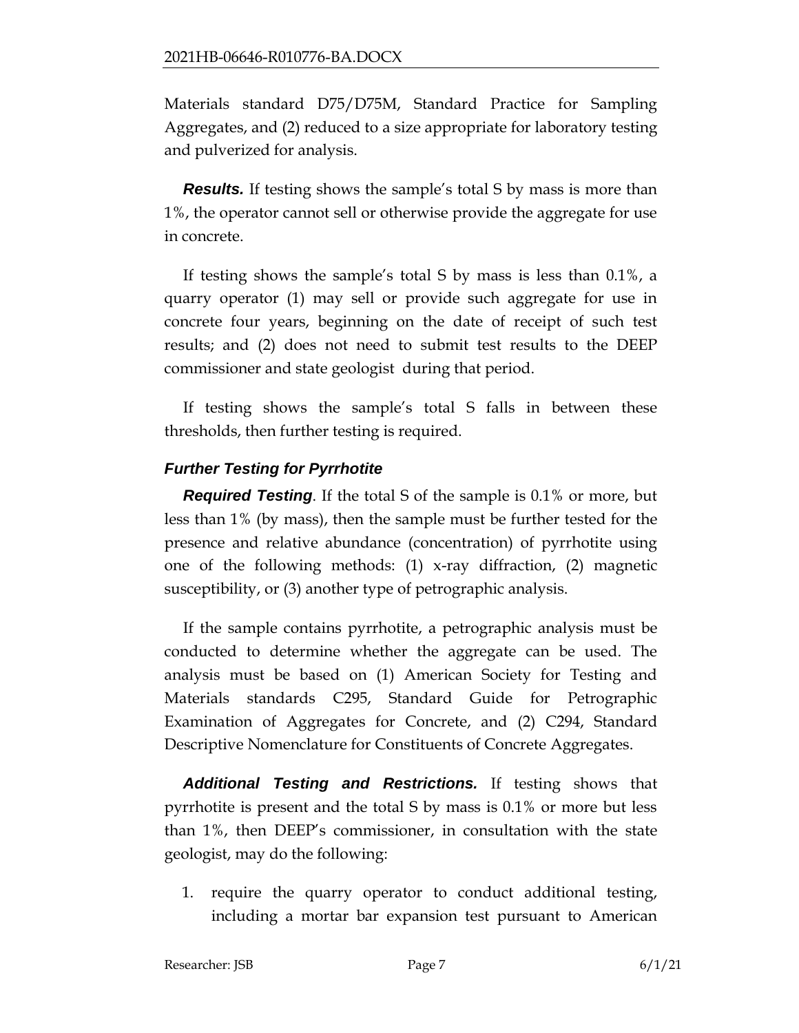Materials standard D75/D75M, Standard Practice for Sampling Aggregates, and (2) reduced to a size appropriate for laboratory testing and pulverized for analysis.

***Results.*** If testing shows the sample's total S by mass is more than 1%, the operator cannot sell or otherwise provide the aggregate for use in concrete.

If testing shows the sample's total S by mass is less than 0.1%, a quarry operator (1) may sell or provide such aggregate for use in concrete four years, beginning on the date of receipt of such test results; and (2) does not need to submit test results to the DEEP commissioner and state geologist during that period.

If testing shows the sample's total S falls in between these thresholds, then further testing is required.

### *Further Testing for Pyrrhotite*

***Required Testing***. If the total S of the sample is 0.1% or more, but less than 1% (by mass), then the sample must be further tested for the presence and relative abundance (concentration) of pyrrhotite using one of the following methods: (1) x-ray diffraction, (2) magnetic susceptibility, or (3) another type of petrographic analysis.

If the sample contains pyrrhotite, a petrographic analysis must be conducted to determine whether the aggregate can be used. The analysis must be based on (1) American Society for Testing and Materials standards C295, Standard Guide for Petrographic Examination of Aggregates for Concrete, and (2) C294, Standard Descriptive Nomenclature for Constituents of Concrete Aggregates.

***Additional Testing and Restrictions.*** If testing shows that pyrrhotite is present and the total S by mass is 0.1% or more but less than 1%, then DEEP's commissioner, in consultation with the state geologist, may do the following:

1. require the quarry operator to conduct additional testing, including a mortar bar expansion test pursuant to American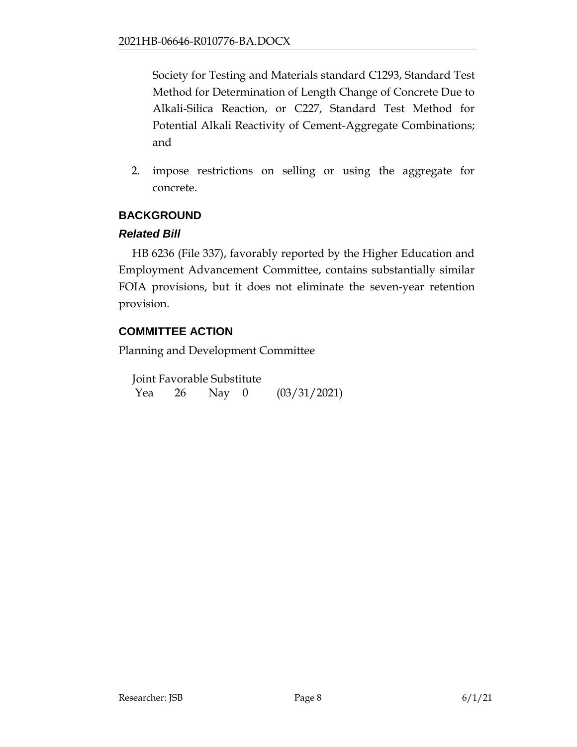Society for Testing and Materials standard C1293, Standard Test Method for Determination of Length Change of Concrete Due to Alkali-Silica Reaction, or C227, Standard Test Method for Potential Alkali Reactivity of Cement-Aggregate Combinations; and

2. impose restrictions on selling or using the aggregate for concrete.

## BACKGROUND

### *Related Bill*

HB 6236 (File 337), favorably reported by the Higher Education and Employment Advancement Committee, contains substantially similar FOIA provisions, but it does not eliminate the seven-year retention provision.

## COMMITTEE ACTION

Planning and Development Committee

Joint Favorable Substitute
Yea 26 Nay 0 (03/31/2021)